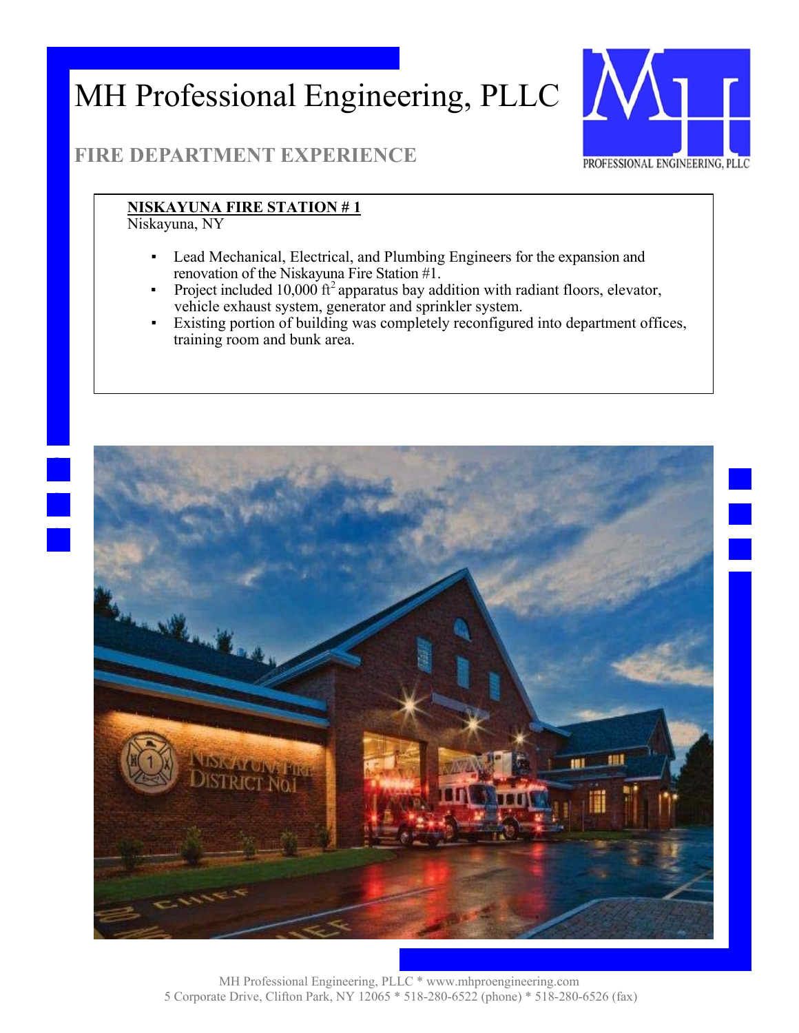# MH Professional Engineering, PLLC

## FIRE DEPARTMENT EXPERIENCE

**NISKAYUNA FIRE STATION # 1**
Niskayuna, NY

- Lead Mechanical, Electrical, and Plumbing Engineers for the expansion and renovation of the Niskayuna Fire Station #1.
- Project included 10,000 $ft^2$ apparatus bay addition with radiant floors, elevator, vehicle exhaust system, generator and sprinkler system.
- Existing portion of building was completely reconfigured into department offices, training room and bunk area.

MH Professional Engineering, PLLC * www.mhproengineering.com
5 Corporate Drive, Clifton Park, NY 12065 * 518-280-6522 (phone) * 518-280-6526 (fax)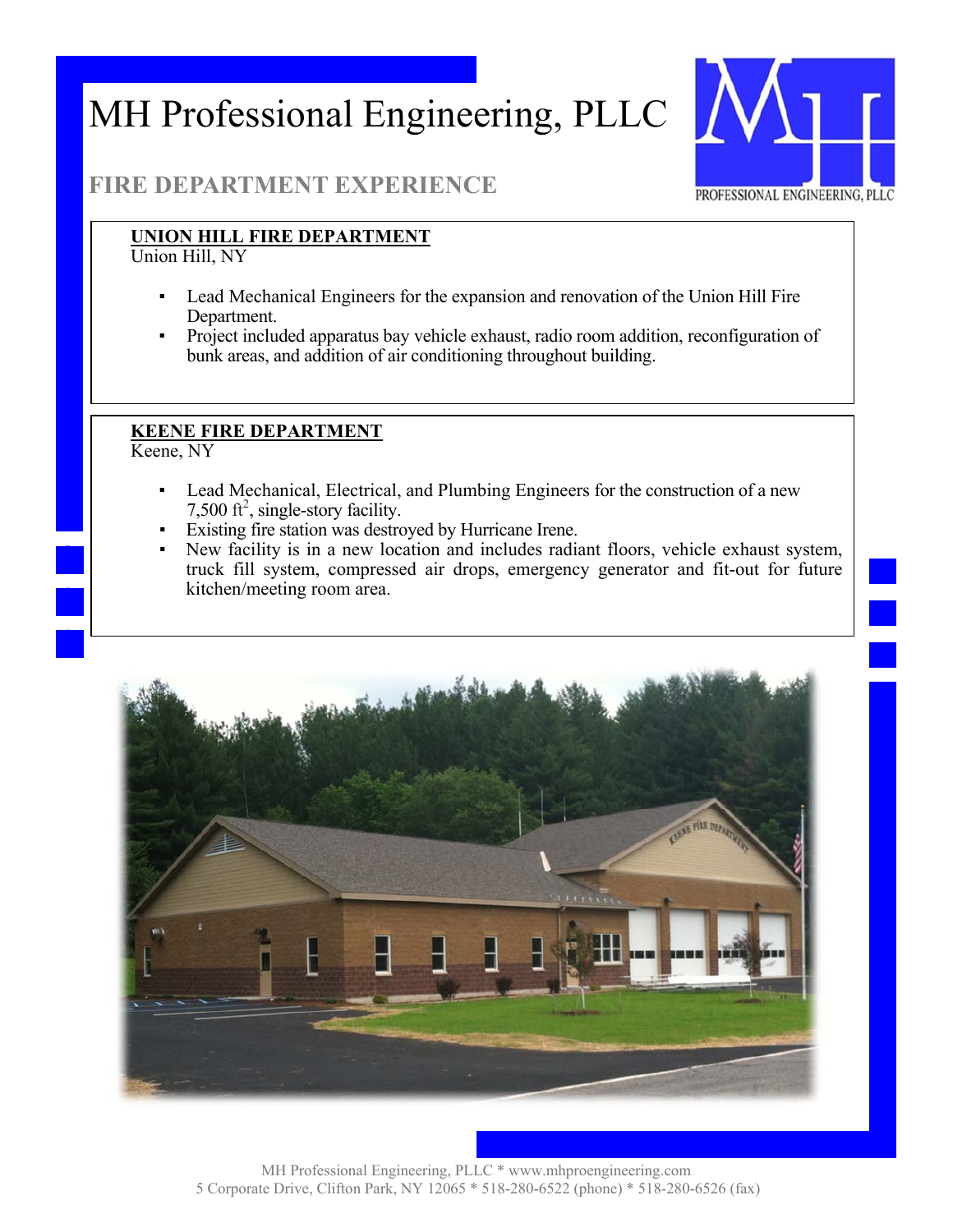# MH Professional Engineering, PLLC

## FIRE DEPARTMENT EXPERIENCE

### UNION HILL FIRE DEPARTMENT

Union Hill, NY

- Lead Mechanical Engineers for the expansion and renovation of the Union Hill Fire Department.
- Project included apparatus bay vehicle exhaust, radio room addition, reconfiguration of bunk areas, and addition of air conditioning throughout building.

### KEENE FIRE DEPARTMENT

Keene, NY

- Lead Mechanical, Electrical, and Plumbing Engineers for the construction of a new 7,500 $ft^2$, single-story facility.
- Existing fire station was destroyed by Hurricane Irene.
- New facility is in a new location and includes radiant floors, vehicle exhaust system, truck fill system, compressed air drops, emergency generator and fit-out for future kitchen/meeting room area.

MH Professional Engineering, PLLC * www.mhproengineering.com
5 Corporate Drive, Clifton Park, NY 12065 * 518-280-6522 (phone) * 518-280-6526 (fax)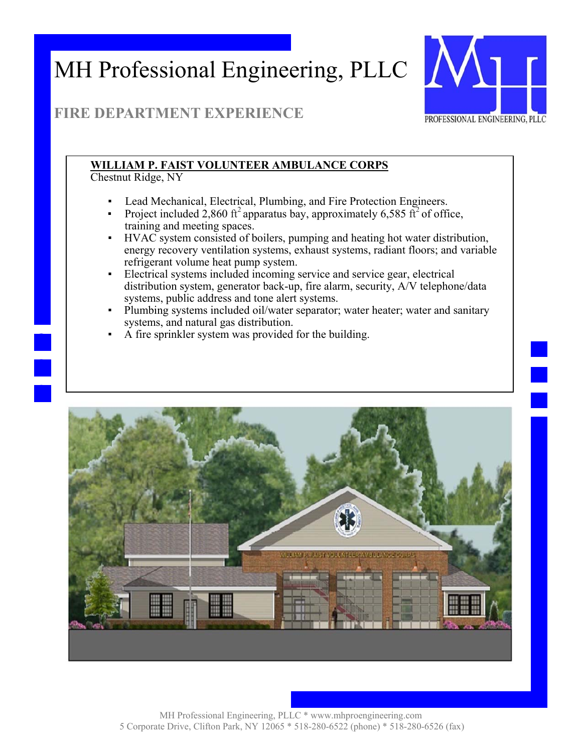# MH Professional Engineering, PLLC

## FIRE DEPARTMENT EXPERIENCE

**WILLIAM P. FAIST VOLUNTEER AMBULANCE CORPS**
Chestnut Ridge, NY

- Lead Mechanical, Electrical, Plumbing, and Fire Protection Engineers.
- Project included 2,860 $ft^2$ apparatus bay, approximately 6,585 $ft^2$ of office, training and meeting spaces.
- HVAC system consisted of boilers, pumping and heating hot water distribution, energy recovery ventilation systems, exhaust systems, radiant floors; and variable refrigerant volume heat pump system.
- Electrical systems included incoming service and service gear, electrical distribution system, generator back-up, fire alarm, security, A/V telephone/data systems, public address and tone alert systems.
- Plumbing systems included oil/water separator; water heater; water and sanitary systems, and natural gas distribution.
- A fire sprinkler system was provided for the building.

MH Professional Engineering, PLLC * www.mhproengineering.com
5 Corporate Drive, Clifton Park, NY 12065 * 518-280-6522 (phone) * 518-280-6526 (fax)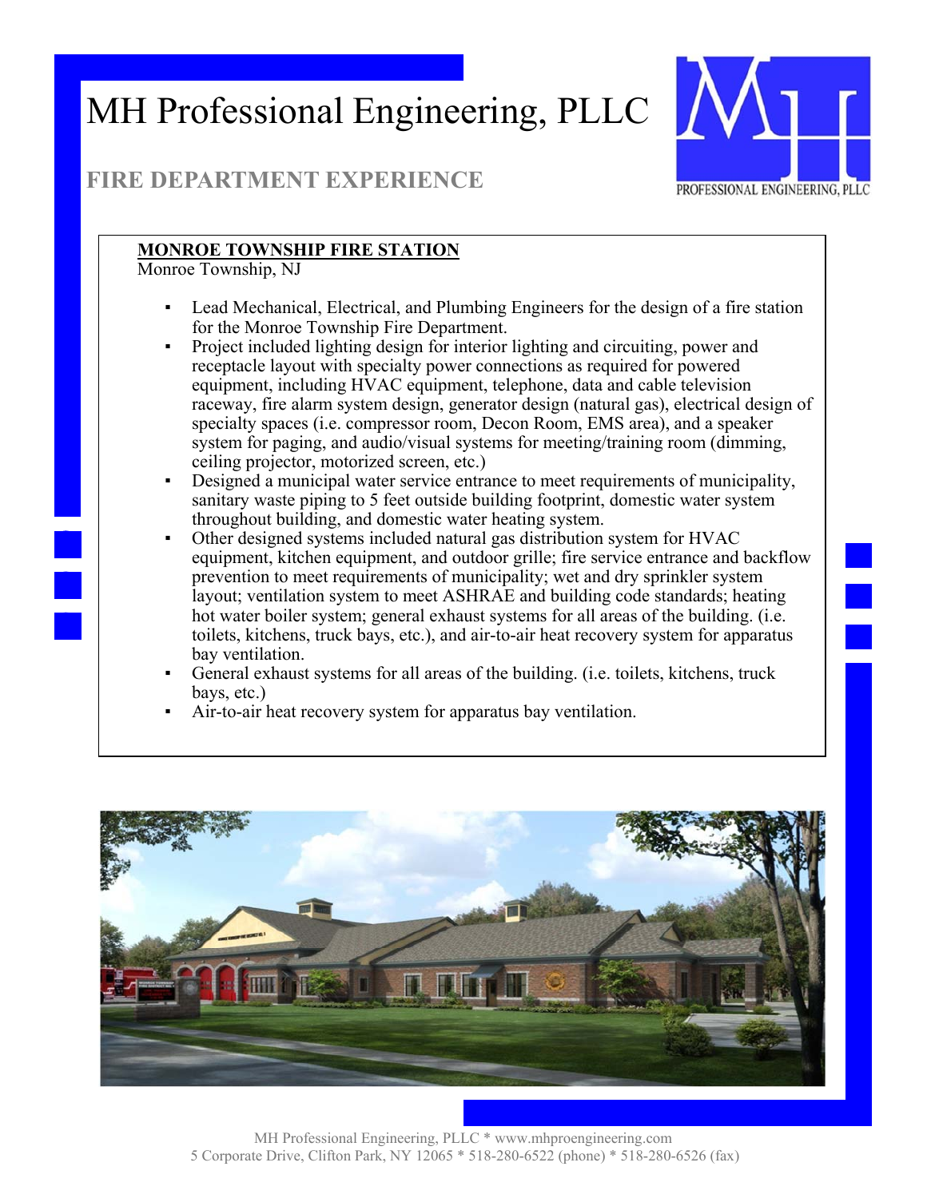# MH Professional Engineering, PLLC

## FIRE DEPARTMENT EXPERIENCE

**MONROE TOWNSHIP FIRE STATION**
Monroe Township, NJ

- Lead Mechanical, Electrical, and Plumbing Engineers for the design of a fire station for the Monroe Township Fire Department.
- Project included lighting design for interior lighting and circuiting, power and receptacle layout with specialty power connections as required for powered equipment, including HVAC equipment, telephone, data and cable television raceway, fire alarm system design, generator design (natural gas), electrical design of specialty spaces (i.e. compressor room, Decon Room, EMS area), and a speaker system for paging, and audio/visual systems for meeting/training room (dimming, ceiling projector, motorized screen, etc.)
- Designed a municipal water service entrance to meet requirements of municipality, sanitary waste piping to 5 feet outside building footprint, domestic water system throughout building, and domestic water heating system.
- Other designed systems included natural gas distribution system for HVAC equipment, kitchen equipment, and outdoor grille; fire service entrance and backflow prevention to meet requirements of municipality; wet and dry sprinkler system layout; ventilation system to meet ASHRAE and building code standards; heating hot water boiler system; general exhaust systems for all areas of the building. (i.e. toilets, kitchens, truck bays, etc.), and air-to-air heat recovery system for apparatus bay ventilation.
- General exhaust systems for all areas of the building. (i.e. toilets, kitchens, truck bays, etc.)
- Air-to-air heat recovery system for apparatus bay ventilation.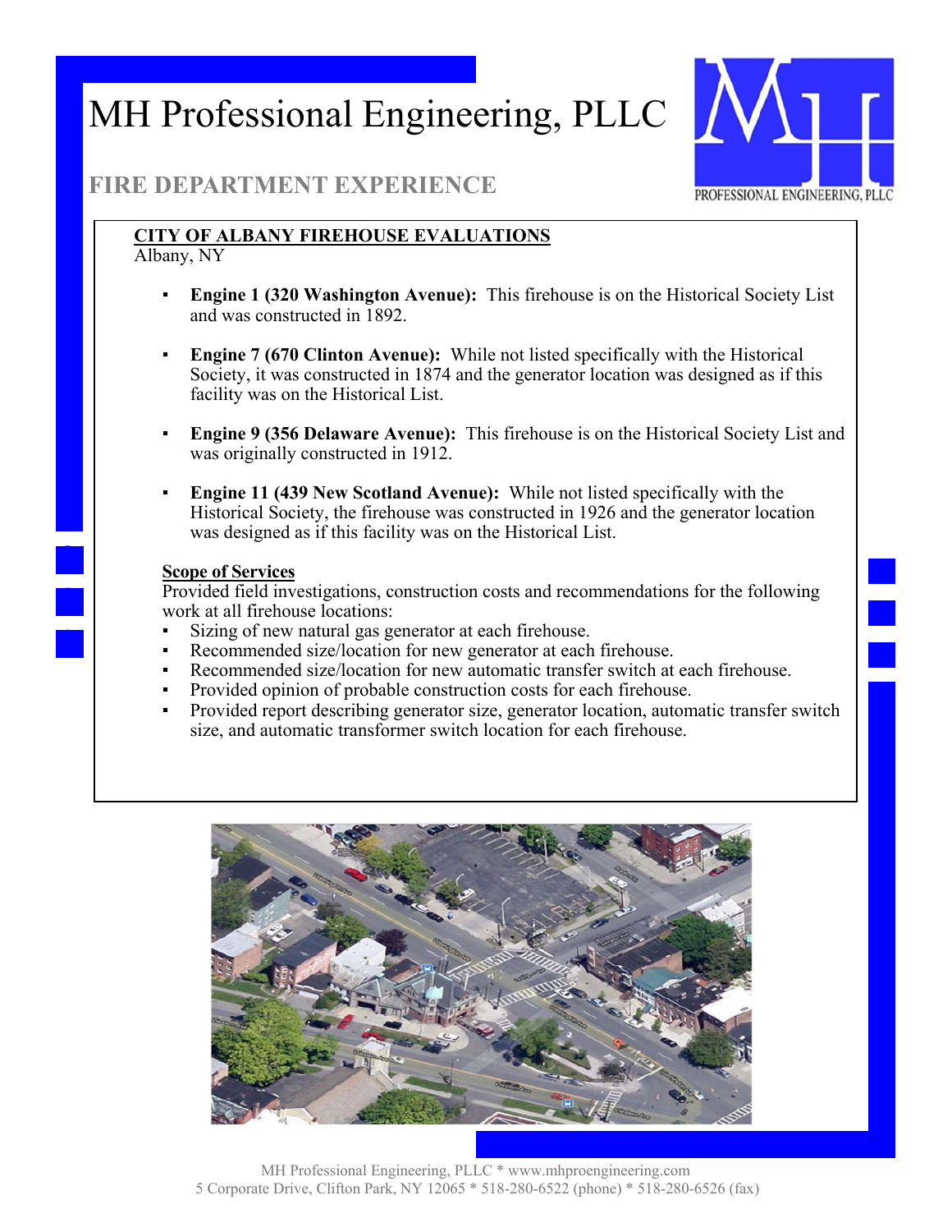# MH Professional Engineering, PLLC

## FIRE DEPARTMENT EXPERIENCE

**CITY OF ALBANY FIREHOUSE EVALUATIONS**
Albany, NY

- **Engine 1 (320 Washington Avenue):** This firehouse is on the Historical Society List and was constructed in 1892.
- **Engine 7 (670 Clinton Avenue):** While not listed specifically with the Historical Society, it was constructed in 1874 and the generator location was designed as if this facility was on the Historical List.
- **Engine 9 (356 Delaware Avenue):** This firehouse is on the Historical Society List and was originally constructed in 1912.
- **Engine 11 (439 New Scotland Avenue):** While not listed specifically with the Historical Society, the firehouse was constructed in 1926 and the generator location was designed as if this facility was on the Historical List.

**Scope of Services**
Provided field investigations, construction costs and recommendations for the following work at all firehouse locations:

- Sizing of new natural gas generator at each firehouse.
- Recommended size/location for new generator at each firehouse.
- Recommended size/location for new automatic transfer switch at each firehouse.
- Provided opinion of probable construction costs for each firehouse.
- Provided report describing generator size, generator location, automatic transfer switch size, and automatic transformer switch location for each firehouse.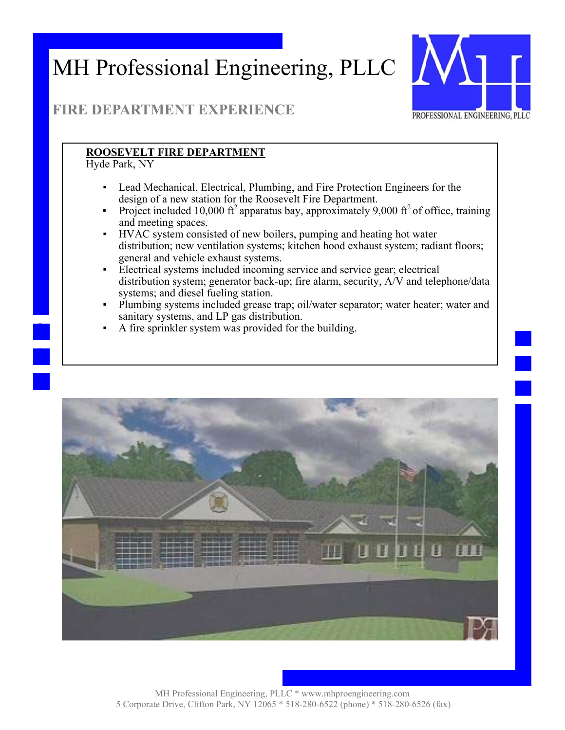# MH Professional Engineering, PLLC

## FIRE DEPARTMENT EXPERIENCE

**ROOSEVELT FIRE DEPARTMENT**
Hyde Park, NY

- Lead Mechanical, Electrical, Plumbing, and Fire Protection Engineers for the design of a new station for the Roosevelt Fire Department.
- Project included 10,000 $ft^2$ apparatus bay, approximately 9,000 $ft^2$ of office, training and meeting spaces.
- HVAC system consisted of new boilers, pumping and heating hot water distribution; new ventilation systems; kitchen hood exhaust system; radiant floors; general and vehicle exhaust systems.
- Electrical systems included incoming service and service gear; electrical distribution system; generator back-up; fire alarm, security, A/V and telephone/data systems; and diesel fueling station.
- Plumbing systems included grease trap; oil/water separator; water heater; water and sanitary systems, and LP gas distribution.
- A fire sprinkler system was provided for the building.

MH Professional Engineering, PLLC * www.mhproengineering.com
5 Corporate Drive, Clifton Park, NY 12065 * 518-280-6522 (phone) * 518-280-6526 (fax)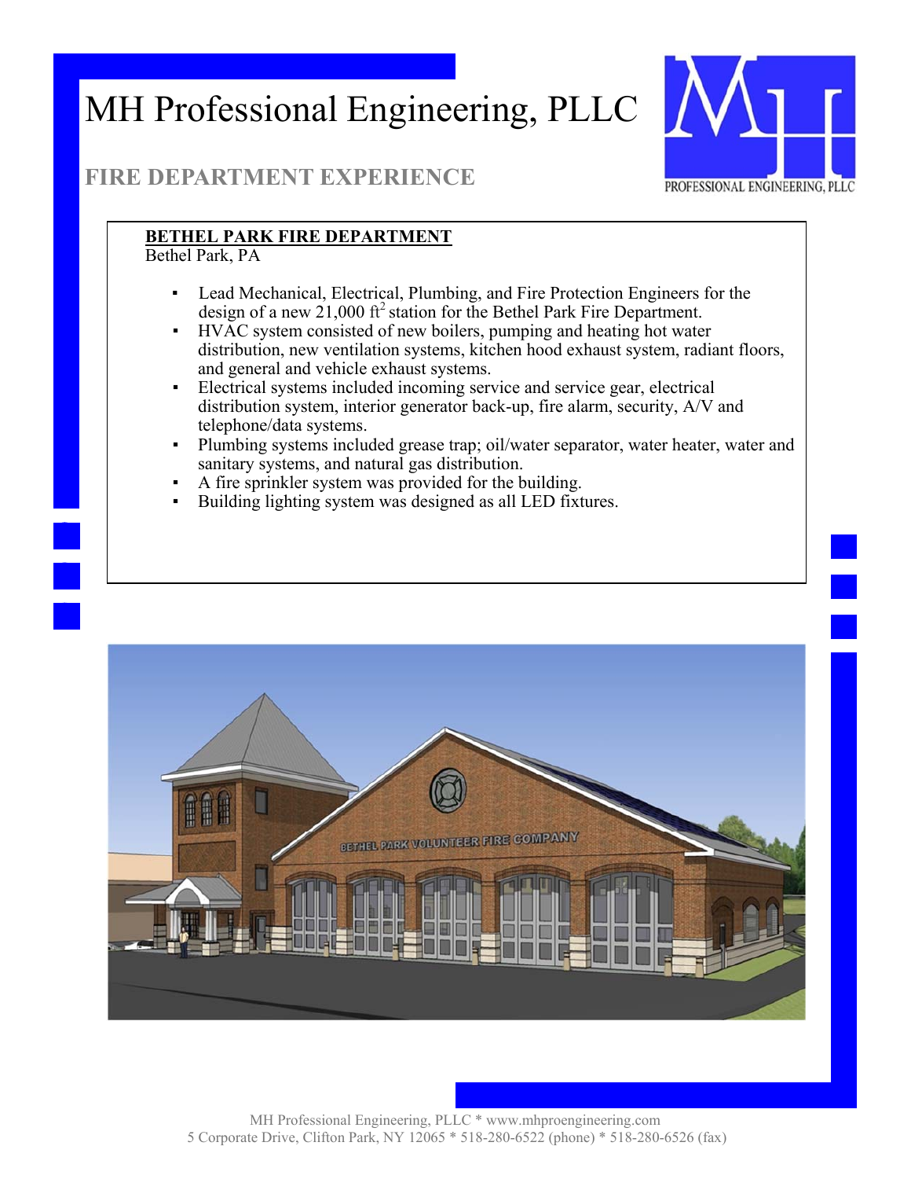# MH Professional Engineering, PLLC

## FIRE DEPARTMENT EXPERIENCE

**BETHEL PARK FIRE DEPARTMENT**
Bethel Park, PA

- Lead Mechanical, Electrical, Plumbing, and Fire Protection Engineers for the design of a new 21,000 $ft^2$ station for the Bethel Park Fire Department.
- HVAC system consisted of new boilers, pumping and heating hot water distribution, new ventilation systems, kitchen hood exhaust system, radiant floors, and general and vehicle exhaust systems.
- Electrical systems included incoming service and service gear, electrical distribution system, interior generator back-up, fire alarm, security, A/V and telephone/data systems.
- Plumbing systems included grease trap; oil/water separator, water heater, water and sanitary systems, and natural gas distribution.
- A fire sprinkler system was provided for the building.
- Building lighting system was designed as all LED fixtures.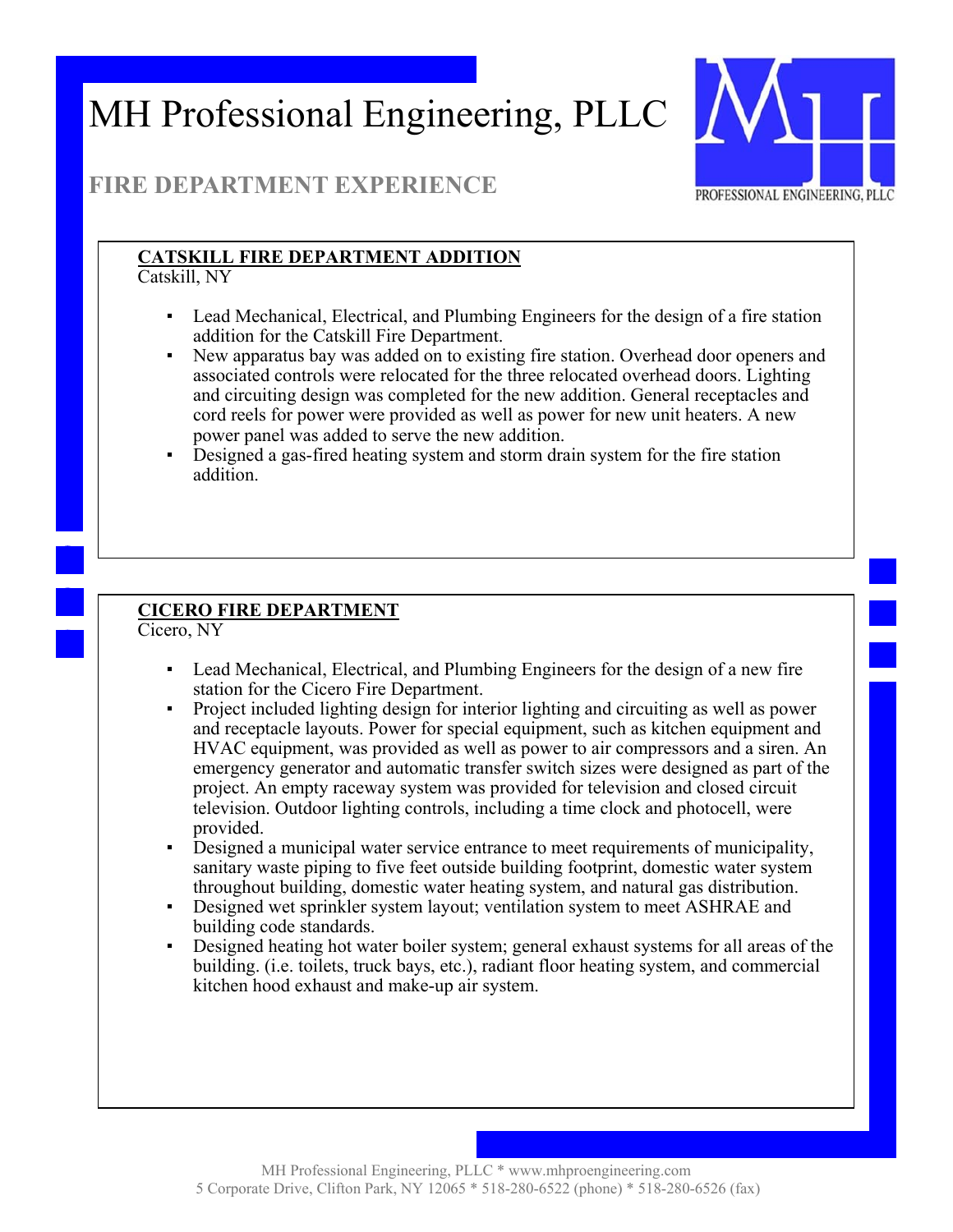# MH Professional Engineering, PLLC

## FIRE DEPARTMENT EXPERIENCE

**CATSKILL FIRE DEPARTMENT ADDITION**
Catskill, NY

- Lead Mechanical, Electrical, and Plumbing Engineers for the design of a fire station addition for the Catskill Fire Department.
- New apparatus bay was added on to existing fire station. Overhead door openers and associated controls were relocated for the three relocated overhead doors. Lighting and circuiting design was completed for the new addition. General receptacles and cord reels for power were provided as well as power for new unit heaters. A new power panel was added to serve the new addition.
- Designed a gas-fired heating system and storm drain system for the fire station addition.

**CICERO FIRE DEPARTMENT**
Cicero, NY

- Lead Mechanical, Electrical, and Plumbing Engineers for the design of a new fire station for the Cicero Fire Department.
- Project included lighting design for interior lighting and circuiting as well as power and receptacle layouts. Power for special equipment, such as kitchen equipment and HVAC equipment, was provided as well as power to air compressors and a siren. An emergency generator and automatic transfer switch sizes were designed as part of the project. An empty raceway system was provided for television and closed circuit television. Outdoor lighting controls, including a time clock and photocell, were provided.
- Designed a municipal water service entrance to meet requirements of municipality, sanitary waste piping to five feet outside building footprint, domestic water system throughout building, domestic water heating system, and natural gas distribution.
- Designed wet sprinkler system layout; ventilation system to meet ASHRAE and building code standards.
- Designed heating hot water boiler system; general exhaust systems for all areas of the building. (i.e. toilets, truck bays, etc.), radiant floor heating system, and commercial kitchen hood exhaust and make-up air system.